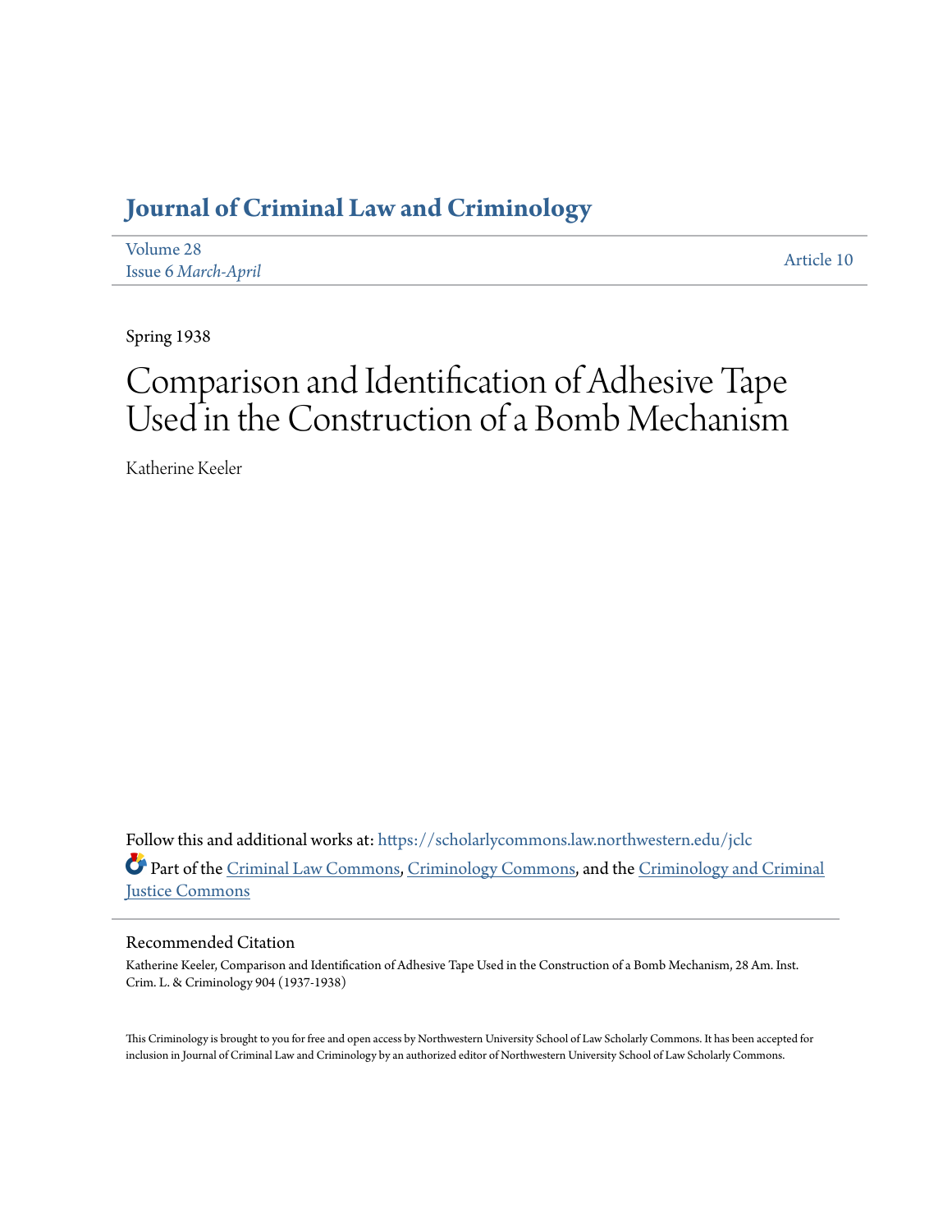# Journal of Criminal Law and Criminology

Volume 28
Issue 6 *March-April*

Article 10

Spring 1938

# Comparison and Identification of Adhesive Tape Used in the Construction of a Bomb Mechanism

Katherine Keeler

Follow this and additional works at: https://scholarlycommons.law.northwestern.edu/jclc

Part of the Criminal Law Commons, Criminology Commons, and the Criminology and Criminal Justice Commons

## Recommended Citation

Katherine Keeler, Comparison and Identification of Adhesive Tape Used in the Construction of a Bomb Mechanism, 28 Am. Inst. Crim. L. & Criminology 904 (1937-1938)

This Criminology is brought to you for free and open access by Northwestern University School of Law Scholarly Commons. It has been accepted for inclusion in Journal of Criminal Law and Criminology by an authorized editor of Northwestern University School of Law Scholarly Commons.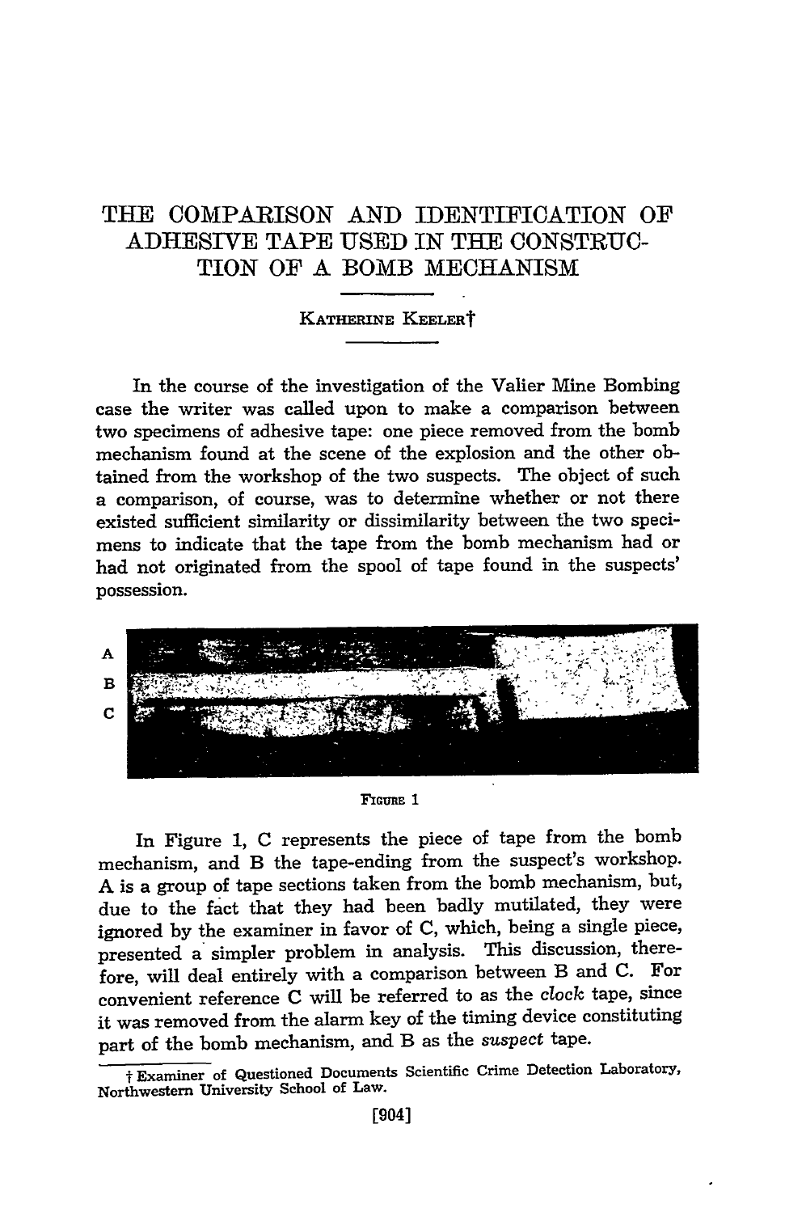# THE COMPARISON AND IDENTIFICATION OF ADHESIVE TAPE USED IN THE CONSTRUCTION OF A BOMB MECHANISM

KATHERINE KEELER†

In the course of the investigation of the Valier Mine Bombing case the writer was called upon to make a comparison between two specimens of adhesive tape: one piece removed from the bomb mechanism found at the scene of the explosion and the other obtained from the workshop of the two suspects. The object of such a comparison, of course, was to determine whether or not there existed sufficient similarity or dissimilarity between the two specimens to indicate that the tape from the bomb mechanism had or had not originated from the spool of tape found in the suspects' possession.

FIGURE 1

In Figure 1, C represents the piece of tape from the bomb mechanism, and B the tape-ending from the suspect's workshop. A is a group of tape sections taken from the bomb mechanism, but, due to the fact that they had been badly mutilated, they were ignored by the examiner in favor of C, which, being a single piece, presented a simpler problem in analysis. This discussion, therefore, will deal entirely with a comparison between B and C. For convenient reference C will be referred to as the *clock* tape, since it was removed from the alarm key of the timing device constituting part of the bomb mechanism, and B as the *suspect* tape.

† Examiner of Questioned Documents Scientific Crime Detection Laboratory, Northwestern University School of Law.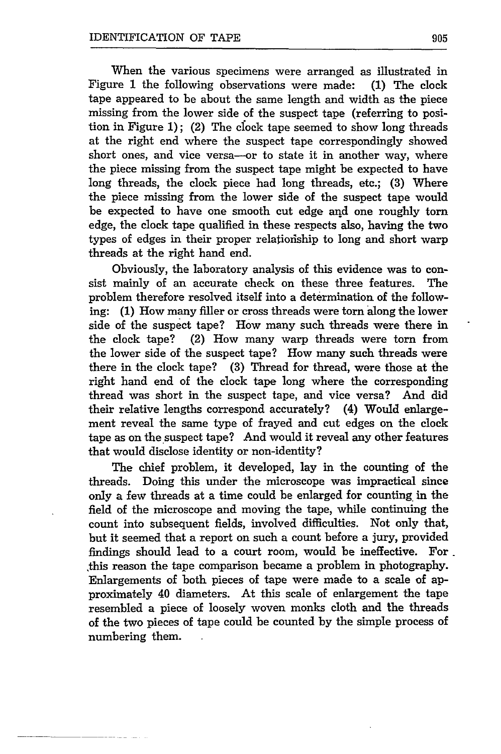When the various specimens were arranged as illustrated in Figure 1 the following observations were made: (1) The clock tape appeared to be about the same length and width as the piece missing from the lower side of the suspect tape (referring to position in Figure 1); (2) The clock tape seemed to show long threads at the right end where the suspect tape correspondingly showed short ones, and vice versa—or to state it in another way, where the piece missing from the suspect tape might be expected to have long threads, the clock piece had long threads, etc.; (3) Where the piece missing from the lower side of the suspect tape would be expected to have one smooth cut edge and one roughly torn edge, the clock tape qualified in these respects also, having the two types of edges in their proper relationship to long and short warp threads at the right hand end.

Obviously, the laboratory analysis of this evidence was to consist mainly of an accurate check on these three features. The problem therefore resolved itself into a determination of the following: (1) How many filler or cross threads were torn along the lower side of the suspect tape? How many such threads were there in the clock tape? (2) How many warp threads were torn from the lower side of the suspect tape? How many such threads were there in the clock tape? (3) Thread for thread, were those at the right hand end of the clock tape long where the corresponding thread was short in the suspect tape, and vice versa? And did their relative lengths correspond accurately? (4) Would enlargement reveal the same type of frayed and cut edges on the clock tape as on the suspect tape? And would it reveal any other features that would disclose identity or non-identity?

The chief problem, it developed, lay in the counting of the threads. Doing this under the microscope was impractical since only a few threads at a time could be enlarged for counting in the field of the microscope and moving the tape, while continuing the count into subsequent fields, involved difficulties. Not only that, but it seemed that a report on such a count before a jury, provided findings should lead to a court room, would be ineffective. For this reason the tape comparison became a problem in photography. Enlargements of both pieces of tape were made to a scale of approximately 40 diameters. At this scale of enlargement the tape resembled a piece of loosely woven monks cloth and the threads of the two pieces of tape could be counted by the simple process of numbering them.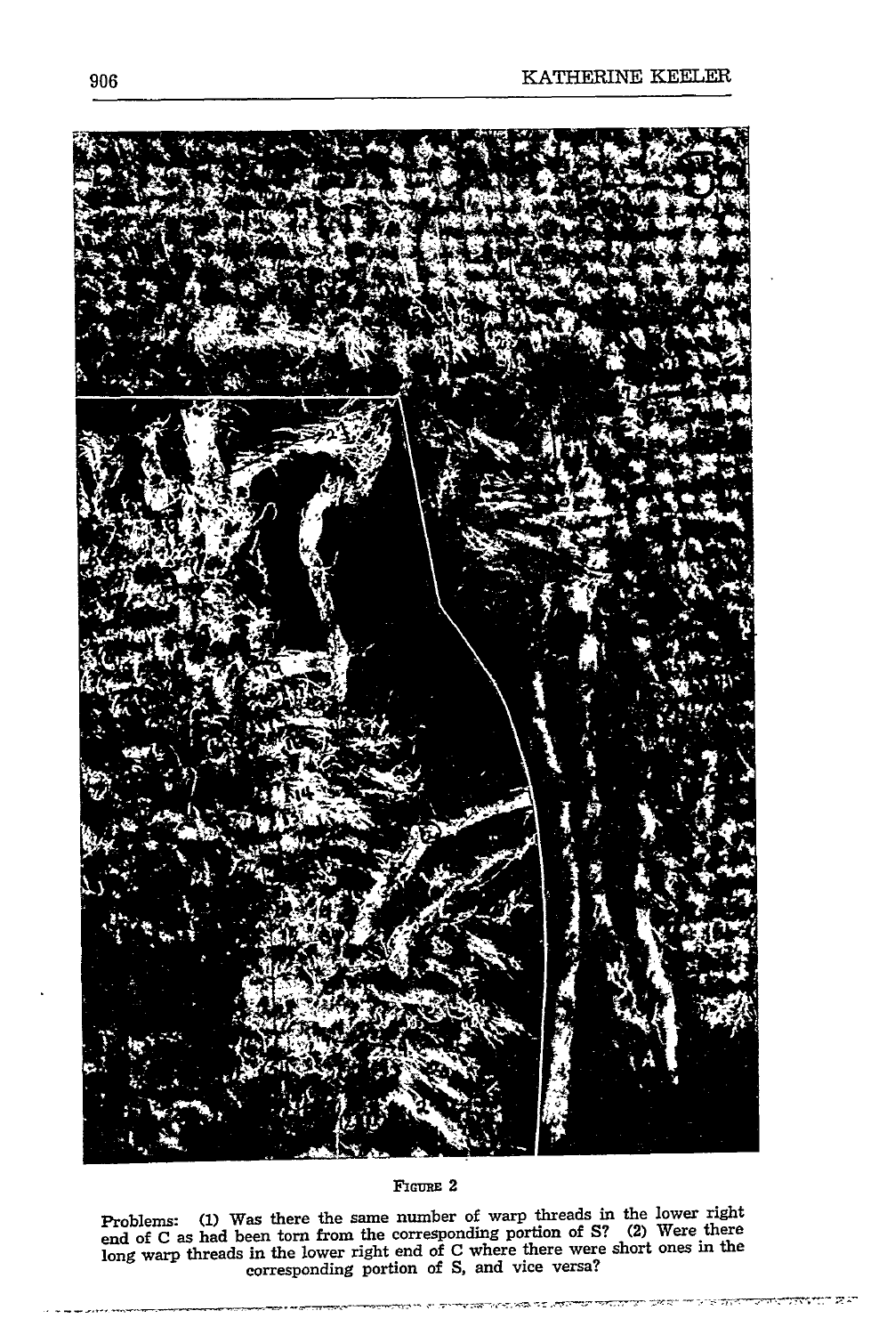FIGURE 2

Problems: (1) Was there the same number of warp threads in the lower right end of C as had been torn from the corresponding portion of S? (2) Were there long warp threads in the lower right end of C where there were short ones in the corresponding portion of S, and vice versa?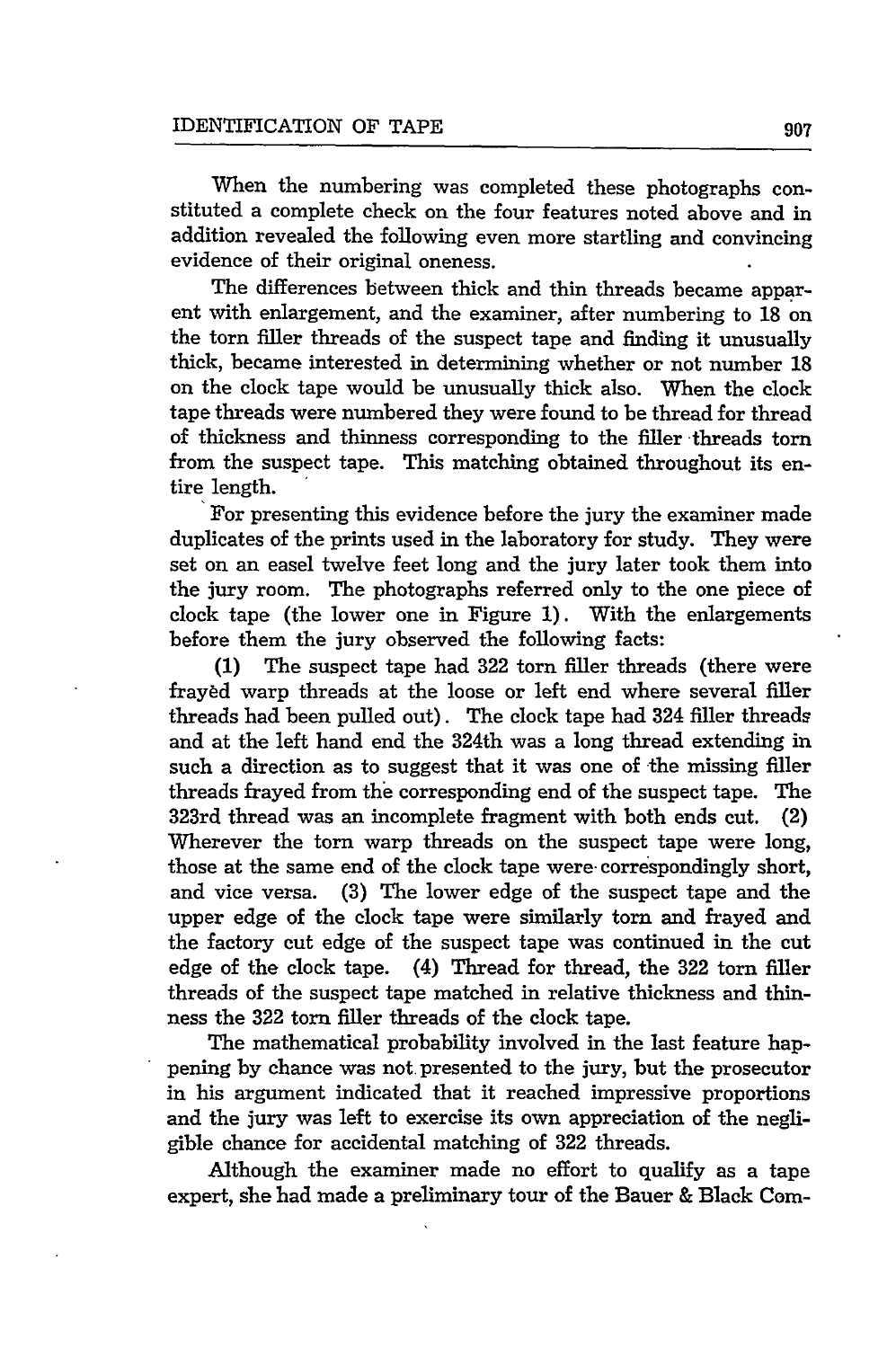When the numbering was completed these photographs constituted a complete check on the four features noted above and in addition revealed the following even more startling and convincing evidence of their original oneness.

The differences between thick and thin threads became apparent with enlargement, and the examiner, after numbering to 18 on the torn filler threads of the suspect tape and finding it unusually thick, became interested in determining whether or not number 18 on the clock tape would be unusually thick also. When the clock tape threads were numbered they were found to be thread for thread of thickness and thinness corresponding to the filler threads torn from the suspect tape. This matching obtained throughout its entire length.

For presenting this evidence before the jury the examiner made duplicates of the prints used in the laboratory for study. They were set on an easel twelve feet long and the jury later took them into the jury room. The photographs referred only to the one piece of clock tape (the lower one in Figure 1). With the enlargements before them the jury observed the following facts:

(1) The suspect tape had 322 torn filler threads (there were frayed warp threads at the loose or left end where several filler threads had been pulled out). The clock tape had 324 filler threads and at the left hand end the 324th was a long thread extending in such a direction as to suggest that it was one of the missing filler threads frayed from the corresponding end of the suspect tape. The 323rd thread was an incomplete fragment with both ends cut. (2) Wherever the torn warp threads on the suspect tape were long, those at the same end of the clock tape were correspondingly short, and vice versa. (3) The lower edge of the suspect tape and the upper edge of the clock tape were similarly torn and frayed and the factory cut edge of the suspect tape was continued in the cut edge of the clock tape. (4) Thread for thread, the 322 torn filler threads of the suspect tape matched in relative thickness and thinness the 322 torn filler threads of the clock tape.

The mathematical probability involved in the last feature happening by chance was not presented to the jury, but the prosecutor in his argument indicated that it reached impressive proportions and the jury was left to exercise its own appreciation of the negligible chance for accidental matching of 322 threads.

Although the examiner made no effort to qualify as a tape expert, she had made a preliminary tour of the Bauer & Black Com-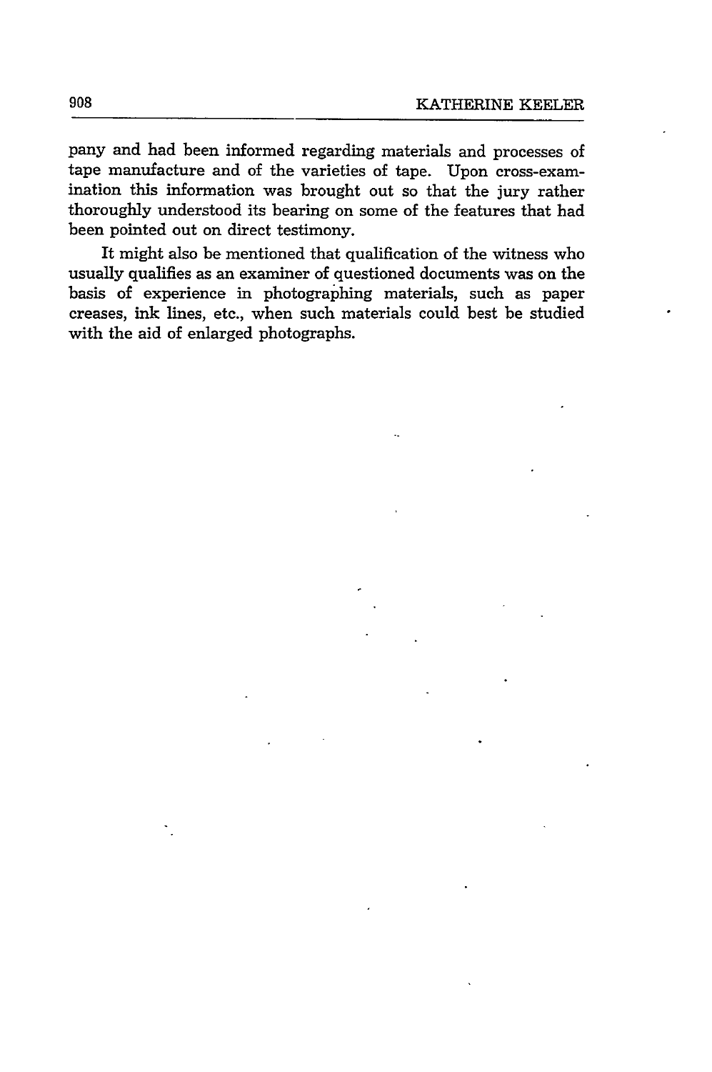pany and had been informed regarding materials and processes of tape manufacture and of the varieties of tape. Upon cross-examination this information was brought out so that the jury rather thoroughly understood its bearing on some of the features that had been pointed out on direct testimony.

It might also be mentioned that qualification of the witness who usually qualifies as an examiner of questioned documents was on the basis of experience in photographing materials, such as paper creases, ink lines, etc., when such materials could best be studied with the aid of enlarged photographs.